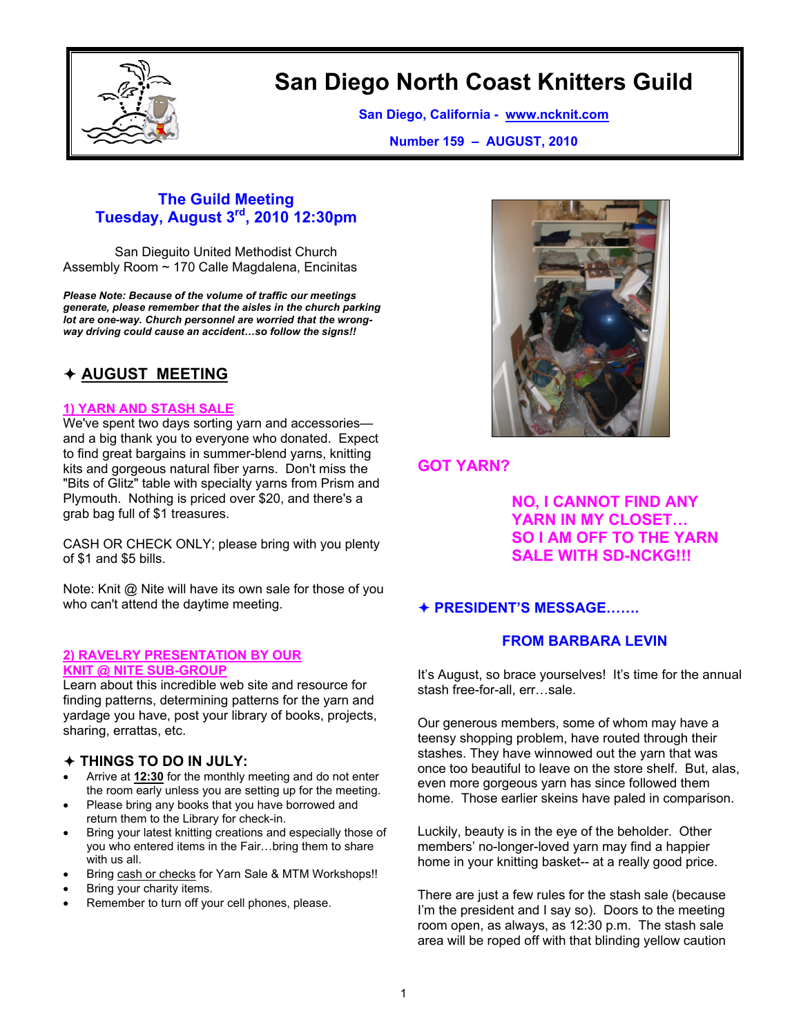# San Diego North Coast Knitters Guild

**San Diego, California - www.ncknit.com**

**Number 159 – AUGUST, 2010**

## The Guild Meeting
## Tuesday, August 3rd, 2010 12:30pm

San Dieguito United Methodist Church
Assembly Room ~ 170 Calle Magdalena, Encinitas

***Please Note: Because of the volume of traffic our meetings generate, please remember that the aisles in the church parking lot are one-way. Church personnel are worried that the wrong-way driving could cause an accident…so follow the signs!!***

## ✦ AUGUST MEETING

### 1) YARN AND STASH SALE

We've spent two days sorting yarn and accessories—and a big thank you to everyone who donated. Expect to find great bargains in summer-blend yarns, knitting kits and gorgeous natural fiber yarns. Don't miss the "Bits of Glitz" table with specialty yarns from Prism and Plymouth. Nothing is priced over $20, and there's a grab bag full of $1 treasures.

CASH OR CHECK ONLY; please bring with you plenty of $1 and $5 bills.

Note: Knit @ Nite will have its own sale for those of you who can't attend the daytime meeting.

### 2) RAVELRY PRESENTATION BY OUR KNIT @ NITE SUB-GROUP

Learn about this incredible web site and resource for finding patterns, determining patterns for the yarn and yardage you have, post your library of books, projects, sharing, errattas, etc.

## ✦ THINGS TO DO IN JULY:

- Arrive at **12:30** for the monthly meeting and do not enter the room early unless you are setting up for the meeting.
- Please bring any books that you have borrowed and return them to the Library for check-in.
- Bring your latest knitting creations and especially those of you who entered items in the Fair…bring them to share with us all.
- Bring cash or checks for Yarn Sale & MTM Workshops!!
- Bring your charity items.
- Remember to turn off your cell phones, please.

**GOT YARN?**

**NO, I CANNOT FIND ANY YARN IN MY CLOSET… SO I AM OFF TO THE YARN SALE WITH SD-NCKG!!!**

## ✦ PRESIDENT'S MESSAGE…….

### FROM BARBARA LEVIN

It's August, so brace yourselves! It's time for the annual stash free-for-all, err…sale.

Our generous members, some of whom may have a teensy shopping problem, have routed through their stashes. They have winnowed out the yarn that was once too beautiful to leave on the store shelf. But, alas, even more gorgeous yarn has since followed them home. Those earlier skeins have paled in comparison.

Luckily, beauty is in the eye of the beholder. Other members' no-longer-loved yarn may find a happier home in your knitting basket-- at a really good price.

There are just a few rules for the stash sale (because I'm the president and I say so). Doors to the meeting room open, as always, as 12:30 p.m. The stash sale area will be roped off with that blinding yellow caution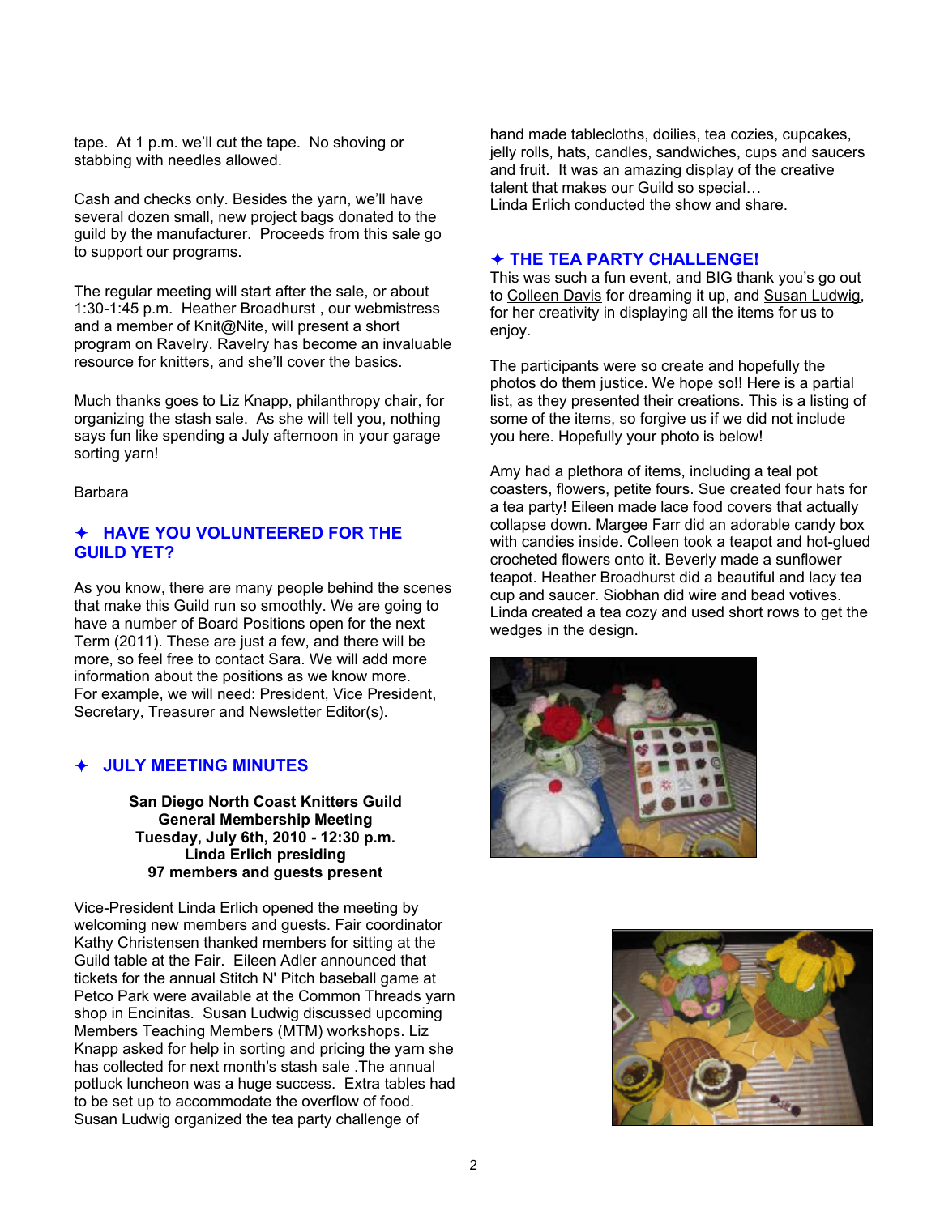tape. At 1 p.m. we'll cut the tape. No shoving or stabbing with needles allowed.

Cash and checks only. Besides the yarn, we'll have several dozen small, new project bags donated to the guild by the manufacturer. Proceeds from this sale go to support our programs.

The regular meeting will start after the sale, or about 1:30-1:45 p.m. Heather Broadhurst , our webmistress and a member of Knit@Nite, will present a short program on Ravelry. Ravelry has become an invaluable resource for knitters, and she'll cover the basics.

Much thanks goes to Liz Knapp, philanthropy chair, for organizing the stash sale. As she will tell you, nothing says fun like spending a July afternoon in your garage sorting yarn!

Barbara

## ✦ HAVE YOU VOLUNTEERED FOR THE GUILD YET?

As you know, there are many people behind the scenes that make this Guild run so smoothly. We are going to have a number of Board Positions open for the next Term (2011). These are just a few, and there will be more, so feel free to contact Sara. We will add more information about the positions as we know more. For example, we will need: President, Vice President, Secretary, Treasurer and Newsletter Editor(s).

## ✦ JULY MEETING MINUTES

**San Diego North Coast Knitters Guild**
**General Membership Meeting**
**Tuesday, July 6th, 2010 - 12:30 p.m.**
**Linda Erlich presiding**
**97 members and guests present**

Vice-President Linda Erlich opened the meeting by welcoming new members and guests. Fair coordinator Kathy Christensen thanked members for sitting at the Guild table at the Fair. Eileen Adler announced that tickets for the annual Stitch N' Pitch baseball game at Petco Park were available at the Common Threads yarn shop in Encinitas. Susan Ludwig discussed upcoming Members Teaching Members (MTM) workshops. Liz Knapp asked for help in sorting and pricing the yarn she has collected for next month's stash sale .The annual potluck luncheon was a huge success. Extra tables had to be set up to accommodate the overflow of food. Susan Ludwig organized the tea party challenge of hand made tablecloths, doilies, tea cozies, cupcakes, jelly rolls, hats, candles, sandwiches, cups and saucers and fruit. It was an amazing display of the creative talent that makes our Guild so special…
Linda Erlich conducted the show and share.

## ✦ THE TEA PARTY CHALLENGE!

This was such a fun event, and BIG thank you's go out to Colleen Davis for dreaming it up, and Susan Ludwig, for her creativity in displaying all the items for us to enjoy.

The participants were so create and hopefully the photos do them justice. We hope so!! Here is a partial list, as they presented their creations. This is a listing of some of the items, so forgive us if we did not include you here. Hopefully your photo is below!

Amy had a plethora of items, including a teal pot coasters, flowers, petite fours. Sue created four hats for a tea party! Eileen made lace food covers that actually collapse down. Margee Farr did an adorable candy box with candies inside. Colleen took a teapot and hot-glued crocheted flowers onto it. Beverly made a sunflower teapot. Heather Broadhurst did a beautiful and lacy tea cup and saucer. Siobhan did wire and bead votives. Linda created a tea cozy and used short rows to get the wedges in the design.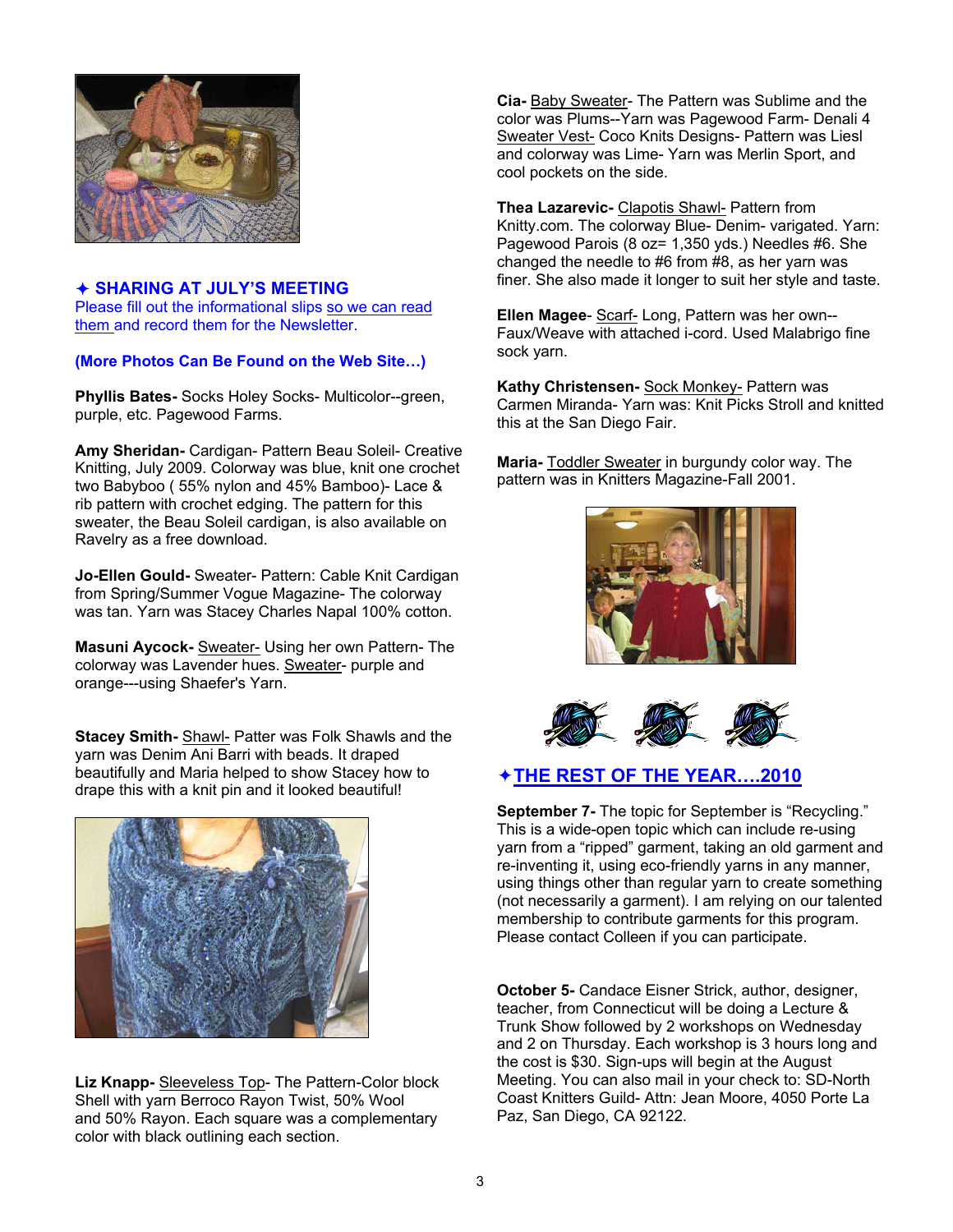## ✦ SHARING AT JULY'S MEETING

Please fill out the informational slips so we can read them and record them for the Newsletter.

**(More Photos Can Be Found on the Web Site…)**

**Phyllis Bates-** Socks Holey Socks- Multicolor--green, purple, etc. Pagewood Farms.

**Amy Sheridan-** Cardigan- Pattern Beau Soleil- Creative Knitting, July 2009. Colorway was blue, knit one crochet two Babyboo ( 55% nylon and 45% Bamboo)- Lace & rib pattern with crochet edging. The pattern for this sweater, the Beau Soleil cardigan, is also available on Ravelry as a free download.

**Jo-Ellen Gould-** Sweater- Pattern: Cable Knit Cardigan from Spring/Summer Vogue Magazine- The colorway was tan. Yarn was Stacey Charles Napal 100% cotton.

**Masuni Aycock-** Sweater- Using her own Pattern- The colorway was Lavender hues. Sweater- purple and orange---using Shaefer's Yarn.

**Stacey Smith-** Shawl- Patter was Folk Shawls and the yarn was Denim Ani Barri with beads. It draped beautifully and Maria helped to show Stacey how to drape this with a knit pin and it looked beautiful!

**Liz Knapp-** Sleeveless Top- The Pattern-Color block Shell with yarn Berroco Rayon Twist, 50% Wool and 50% Rayon. Each square was a complementary color with black outlining each section.

**Cia-** Baby Sweater- The Pattern was Sublime and the color was Plums--Yarn was Pagewood Farm- Denali 4 Sweater Vest- Coco Knits Designs- Pattern was Liesl and colorway was Lime- Yarn was Merlin Sport, and cool pockets on the side.

**Thea Lazarevic-** Clapotis Shawl- Pattern from Knitty.com. The colorway Blue- Denim- varigated. Yarn: Pagewood Parois (8 oz= 1,350 yds.) Needles #6. She changed the needle to #6 from #8, as her yarn was finer. She also made it longer to suit her style and taste.

**Ellen Magee**- Scarf- Long, Pattern was her own--Faux/Weave with attached i-cord. Used Malabrigo fine sock yarn.

**Kathy Christensen-** Sock Monkey- Pattern was Carmen Miranda- Yarn was: Knit Picks Stroll and knitted this at the San Diego Fair.

**Maria-** Toddler Sweater in burgundy color way. The pattern was in Knitters Magazine-Fall 2001.

## ✦THE REST OF THE YEAR….2010

**September 7-** The topic for September is "Recycling." This is a wide-open topic which can include re-using yarn from a "ripped" garment, taking an old garment and re-inventing it, using eco-friendly yarns in any manner, using things other than regular yarn to create something (not necessarily a garment). I am relying on our talented membership to contribute garments for this program. Please contact Colleen if you can participate.

**October 5-** Candace Eisner Strick, author, designer, teacher, from Connecticut will be doing a Lecture & Trunk Show followed by 2 workshops on Wednesday and 2 on Thursday. Each workshop is 3 hours long and the cost is $30. Sign-ups will begin at the August Meeting. You can also mail in your check to: SD-North Coast Knitters Guild- Attn: Jean Moore, 4050 Porte La Paz, San Diego, CA 92122.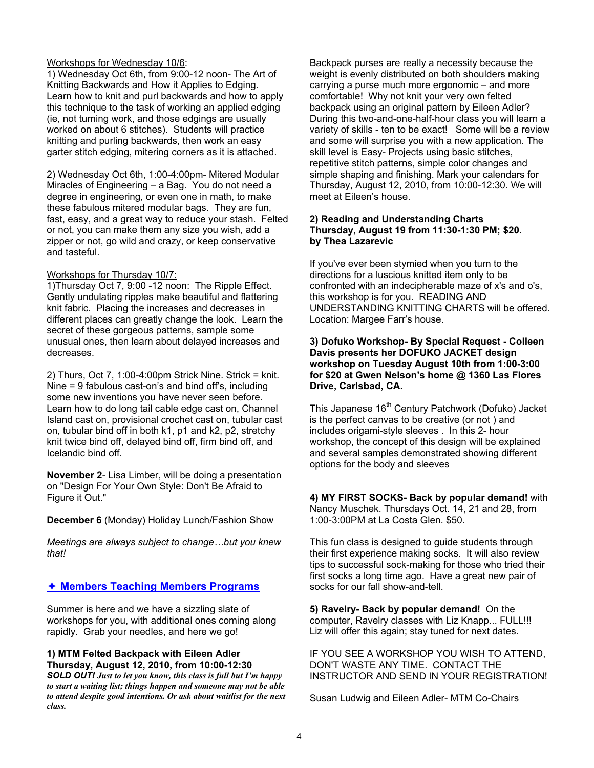Workshops for Wednesday 10/6:

1) Wednesday Oct 6th, from 9:00-12 noon- The Art of Knitting Backwards and How it Applies to Edging. Learn how to knit and purl backwards and how to apply this technique to the task of working an applied edging (ie, not turning work, and those edgings are usually worked on about 6 stitches). Students will practice knitting and purling backwards, then work an easy garter stitch edging, mitering corners as it is attached.

2) Wednesday Oct 6th, 1:00-4:00pm- Mitered Modular Miracles of Engineering – a Bag. You do not need a degree in engineering, or even one in math, to make these fabulous mitered modular bags. They are fun, fast, easy, and a great way to reduce your stash. Felted or not, you can make them any size you wish, add a zipper or not, go wild and crazy, or keep conservative and tasteful.

Workshops for Thursday 10/7:

1)Thursday Oct 7, 9:00 -12 noon: The Ripple Effect. Gently undulating ripples make beautiful and flattering knit fabric. Placing the increases and decreases in different places can greatly change the look. Learn the secret of these gorgeous patterns, sample some unusual ones, then learn about delayed increases and decreases.

2) Thurs, Oct 7, 1:00-4:00pm Strick Nine. Strick = knit. Nine = 9 fabulous cast-on's and bind off's, including some new inventions you have never seen before. Learn how to do long tail cable edge cast on, Channel Island cast on, provisional crochet cast on, tubular cast on, tubular bind off in both k1, p1 and k2, p2, stretchy knit twice bind off, delayed bind off, firm bind off, and Icelandic bind off.

**November 2**- Lisa Limber, will be doing a presentation on "Design For Your Own Style: Don't Be Afraid to Figure it Out."

**December 6** (Monday) Holiday Lunch/Fashion Show

*Meetings are always subject to change…but you knew that!*

## ✦ Members Teaching Members Programs

Summer is here and we have a sizzling slate of workshops for you, with additional ones coming along rapidly. Grab your needles, and here we go!

**1) MTM Felted Backpack with Eileen Adler**
**Thursday, August 12, 2010, from 10:00-12:30**
***SOLD OUT! Just to let you know, this class is full but I'm happy to start a waiting list; things happen and someone may not be able to attend despite good intentions. Or ask about waitlist for the next class.***

Backpack purses are really a necessity because the weight is evenly distributed on both shoulders making carrying a purse much more ergonomic – and more comfortable! Why not knit your very own felted backpack using an original pattern by Eileen Adler? During this two-and-one-half-hour class you will learn a variety of skills - ten to be exact! Some will be a review and some will surprise you with a new application. The skill level is Easy- Projects using basic stitches, repetitive stitch patterns, simple color changes and simple shaping and finishing. Mark your calendars for Thursday, August 12, 2010, from 10:00-12:30. We will meet at Eileen's house.

**2) Reading and Understanding Charts**
**Thursday, August 19 from 11:30-1:30 PM; $20.**
**by Thea Lazarevic**

If you've ever been stymied when you turn to the directions for a luscious knitted item only to be confronted with an indecipherable maze of x's and o's, this workshop is for you. READING AND UNDERSTANDING KNITTING CHARTS will be offered. Location: Margee Farr's house.

**3) Dofuko Workshop- By Special Request - Colleen Davis presents her DOFUKO JACKET design workshop on Tuesday August 10th from 1:00-3:00 for $20 at Gwen Nelson's home @ 1360 Las Flores Drive, Carlsbad, CA.**

This Japanese 16th Century Patchwork (Dofuko) Jacket is the perfect canvas to be creative (or not ) and includes origami-style sleeves . In this 2- hour workshop, the concept of this design will be explained and several samples demonstrated showing different options for the body and sleeves

**4) MY FIRST SOCKS- Back by popular demand!** with Nancy Muschek. Thursdays Oct. 14, 21 and 28, from 1:00-3:00PM at La Costa Glen. $50.

This fun class is designed to guide students through their first experience making socks. It will also review tips to successful sock-making for those who tried their first socks a long time ago. Have a great new pair of socks for our fall show-and-tell.

**5) Ravelry- Back by popular demand!** On the computer, Ravelry classes with Liz Knapp... FULL!!! Liz will offer this again; stay tuned for next dates.

IF YOU SEE A WORKSHOP YOU WISH TO ATTEND, DON'T WASTE ANY TIME. CONTACT THE INSTRUCTOR AND SEND IN YOUR REGISTRATION!

Susan Ludwig and Eileen Adler- MTM Co-Chairs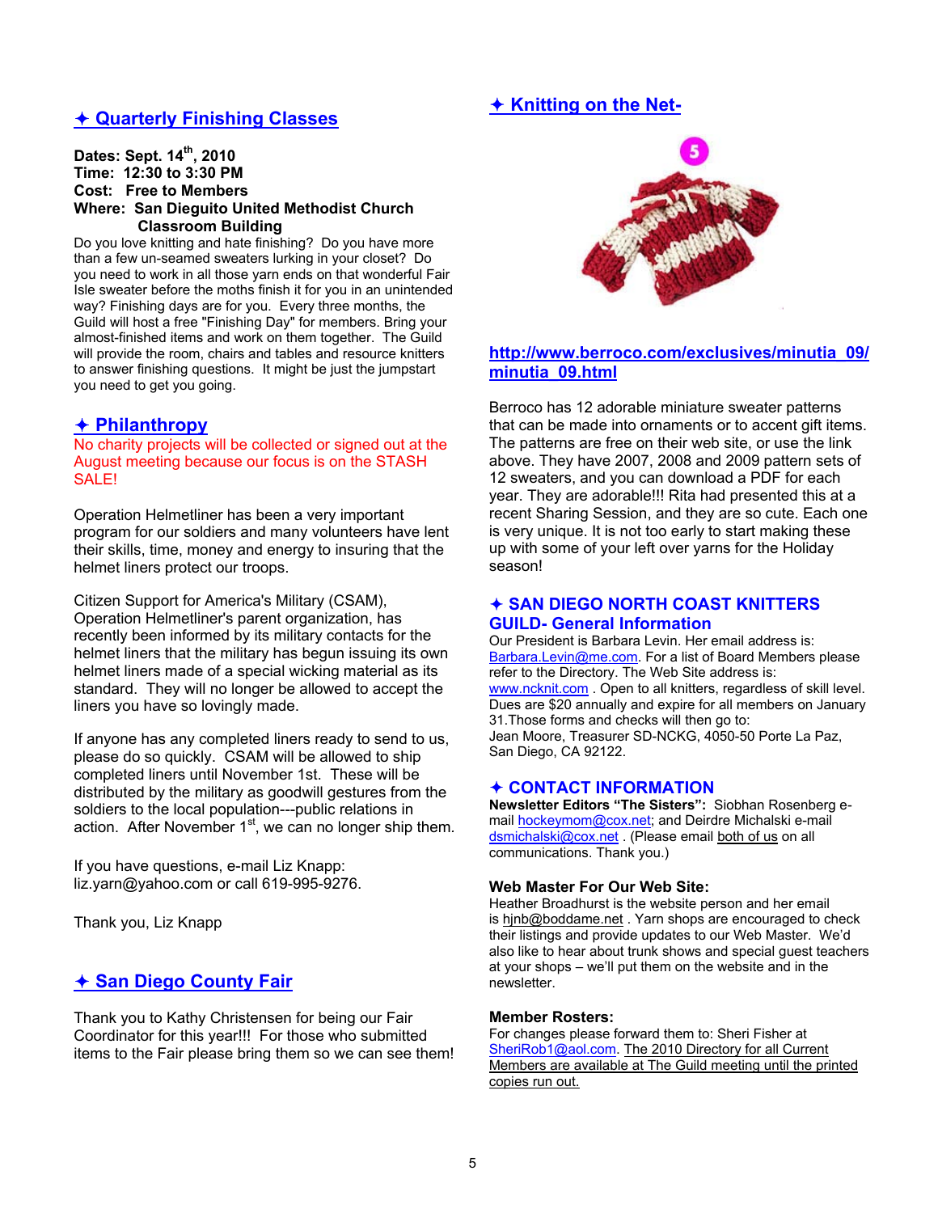## ✦ Quarterly Finishing Classes

**Dates: Sept. 14th, 2010**
**Time: 12:30 to 3:30 PM**
**Cost: Free to Members**
**Where: San Dieguito United Methodist Church Classroom Building**

Do you love knitting and hate finishing? Do you have more than a few un-seamed sweaters lurking in your closet? Do you need to work in all those yarn ends on that wonderful Fair Isle sweater before the moths finish it for you in an unintended way? Finishing days are for you. Every three months, the Guild will host a free "Finishing Day" for members. Bring your almost-finished items and work on them together. The Guild will provide the room, chairs and tables and resource knitters to answer finishing questions. It might be just the jumpstart you need to get you going.

## ✦ Philanthropy

No charity projects will be collected or signed out at the August meeting because our focus is on the STASH SALE!

Operation Helmetliner has been a very important program for our soldiers and many volunteers have lent their skills, time, money and energy to insuring that the helmet liners protect our troops.

Citizen Support for America's Military (CSAM), Operation Helmetliner's parent organization, has recently been informed by its military contacts for the helmet liners that the military has begun issuing its own helmet liners made of a special wicking material as its standard. They will no longer be allowed to accept the liners you have so lovingly made.

If anyone has any completed liners ready to send to us, please do so quickly. CSAM will be allowed to ship completed liners until November 1st. These will be distributed by the military as goodwill gestures from the soldiers to the local population---public relations in action. After November 1st, we can no longer ship them.

If you have questions, e-mail Liz Knapp: liz.yarn@yahoo.com or call 619-995-9276.

Thank you, Liz Knapp

## ✦ San Diego County Fair

Thank you to Kathy Christensen for being our Fair Coordinator for this year!!! For those who submitted items to the Fair please bring them so we can see them!

## ✦ Knitting on the Net-

**http://www.berroco.com/exclusives/minutia_09/minutia_09.html**

Berroco has 12 adorable miniature sweater patterns that can be made into ornaments or to accent gift items. The patterns are free on their web site, or use the link above. They have 2007, 2008 and 2009 pattern sets of 12 sweaters, and you can download a PDF for each year. They are adorable!!! Rita had presented this at a recent Sharing Session, and they are so cute. Each one is very unique. It is not too early to start making these up with some of your left over yarns for the Holiday season!

## ✦ SAN DIEGO NORTH COAST KNITTERS GUILD- General Information

Our President is Barbara Levin. Her email address is: Barbara.Levin@me.com. For a list of Board Members please refer to the Directory. The Web Site address is: www.ncknit.com . Open to all knitters, regardless of skill level. Dues are $20 annually and expire for all members on January 31.Those forms and checks will then go to:
Jean Moore, Treasurer SD-NCKG, 4050-50 Porte La Paz, San Diego, CA 92122.

## ✦ CONTACT INFORMATION

**Newsletter Editors "The Sisters":** Siobhan Rosenberg e-mail hockeymom@cox.net; and Deirdre Michalski e-mail dsmichalski@cox.net . (Please email both of us on all communications. Thank you.)

**Web Master For Our Web Site:**
Heather Broadhurst is the website person and her email is hjnb@boddame.net . Yarn shops are encouraged to check their listings and provide updates to our Web Master. We'd also like to hear about trunk shows and special guest teachers at your shops – we'll put them on the website and in the newsletter.

**Member Rosters:**
For changes please forward them to: Sheri Fisher at SheriRob1@aol.com. The 2010 Directory for all Current Members are available at The Guild meeting until the printed copies run out.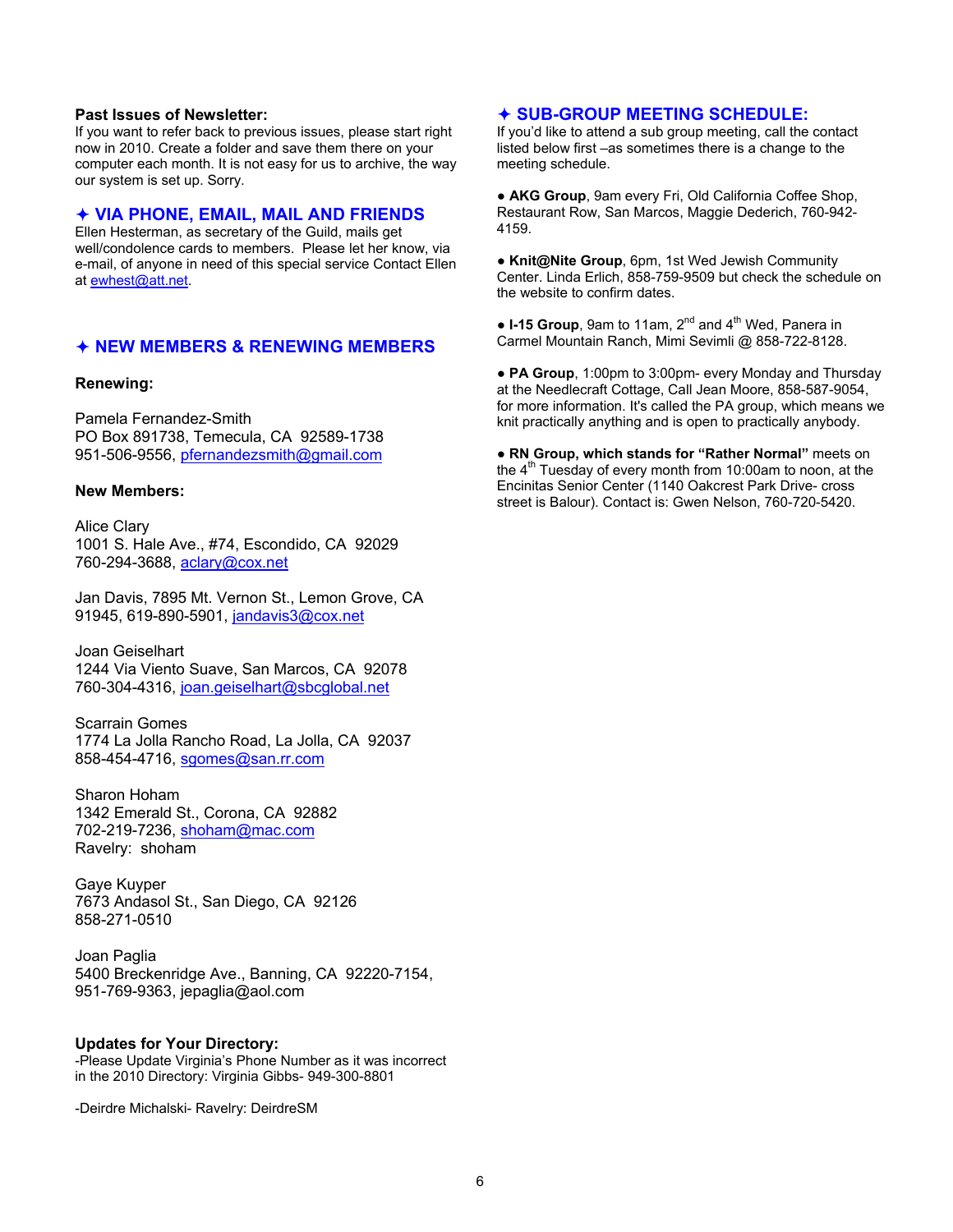**Past Issues of Newsletter:**
If you want to refer back to previous issues, please start right now in 2010. Create a folder and save them there on your computer each month. It is not easy for us to archive, the way our system is set up. Sorry.

## ✦ VIA PHONE, EMAIL, MAIL AND FRIENDS

Ellen Hesterman, as secretary of the Guild, mails get well/condolence cards to members. Please let her know, via e-mail, of anyone in need of this special service Contact Ellen at ewhest@att.net.

## ✦ NEW MEMBERS & RENEWING MEMBERS

**Renewing:**

Pamela Fernandez-Smith
PO Box 891738, Temecula, CA 92589-1738
951-506-9556, pfernandezsmith@gmail.com

**New Members:**

Alice Clary
1001 S. Hale Ave., #74, Escondido, CA 92029
760-294-3688, aclary@cox.net

Jan Davis, 7895 Mt. Vernon St., Lemon Grove, CA 91945, 619-890-5901, jandavis3@cox.net

Joan Geiselhart
1244 Via Viento Suave, San Marcos, CA 92078
760-304-4316, joan.geiselhart@sbcglobal.net

Scarrain Gomes
1774 La Jolla Rancho Road, La Jolla, CA 92037
858-454-4716, sgomes@san.rr.com

Sharon Hoham
1342 Emerald St., Corona, CA 92882
702-219-7236, shoham@mac.com
Ravelry: shoham

Gaye Kuyper
7673 Andasol St., San Diego, CA 92126
858-271-0510

Joan Paglia
5400 Breckenridge Ave., Banning, CA 92220-7154,
951-769-9363, jepaglia@aol.com

**Updates for Your Directory:**
-Please Update Virginia's Phone Number as it was incorrect in the 2010 Directory: Virginia Gibbs- 949-300-8801

-Deirdre Michalski- Ravelry: DeirdreSM

## ✦ SUB-GROUP MEETING SCHEDULE:

If you'd like to attend a sub group meeting, call the contact listed below first –as sometimes there is a change to the meeting schedule.

- **AKG Group**, 9am every Fri, Old California Coffee Shop, Restaurant Row, San Marcos, Maggie Dederich, 760-942-4159.

- **Knit@Nite Group**, 6pm, 1st Wed Jewish Community Center. Linda Erlich, 858-759-9509 but check the schedule on the website to confirm dates.

- **I-15 Group**, 9am to 11am, 2nd and 4th Wed, Panera in Carmel Mountain Ranch, Mimi Sevimli @ 858-722-8128.

- **PA Group**, 1:00pm to 3:00pm- every Monday and Thursday at the Needlecraft Cottage, Call Jean Moore, 858-587-9054, for more information. It's called the PA group, which means we knit practically anything and is open to practically anybody.

- **RN Group, which stands for "Rather Normal"** meets on the 4th Tuesday of every month from 10:00am to noon, at the Encinitas Senior Center (1140 Oakcrest Park Drive- cross street is Balour). Contact is: Gwen Nelson, 760-720-5420.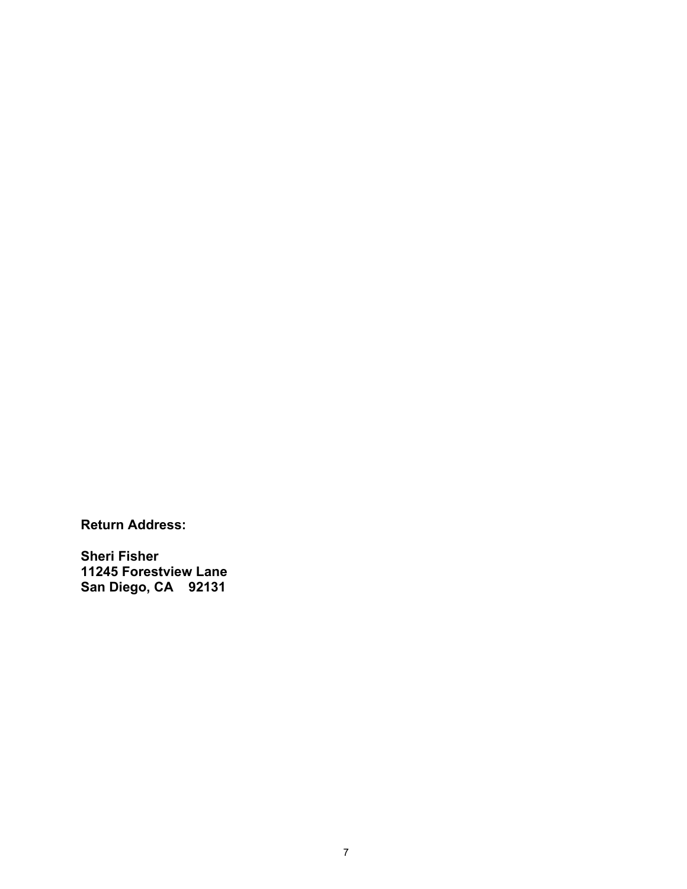**Return Address:**

**Sheri Fisher**
**11245 Forestview Lane**
**San Diego, CA    92131**